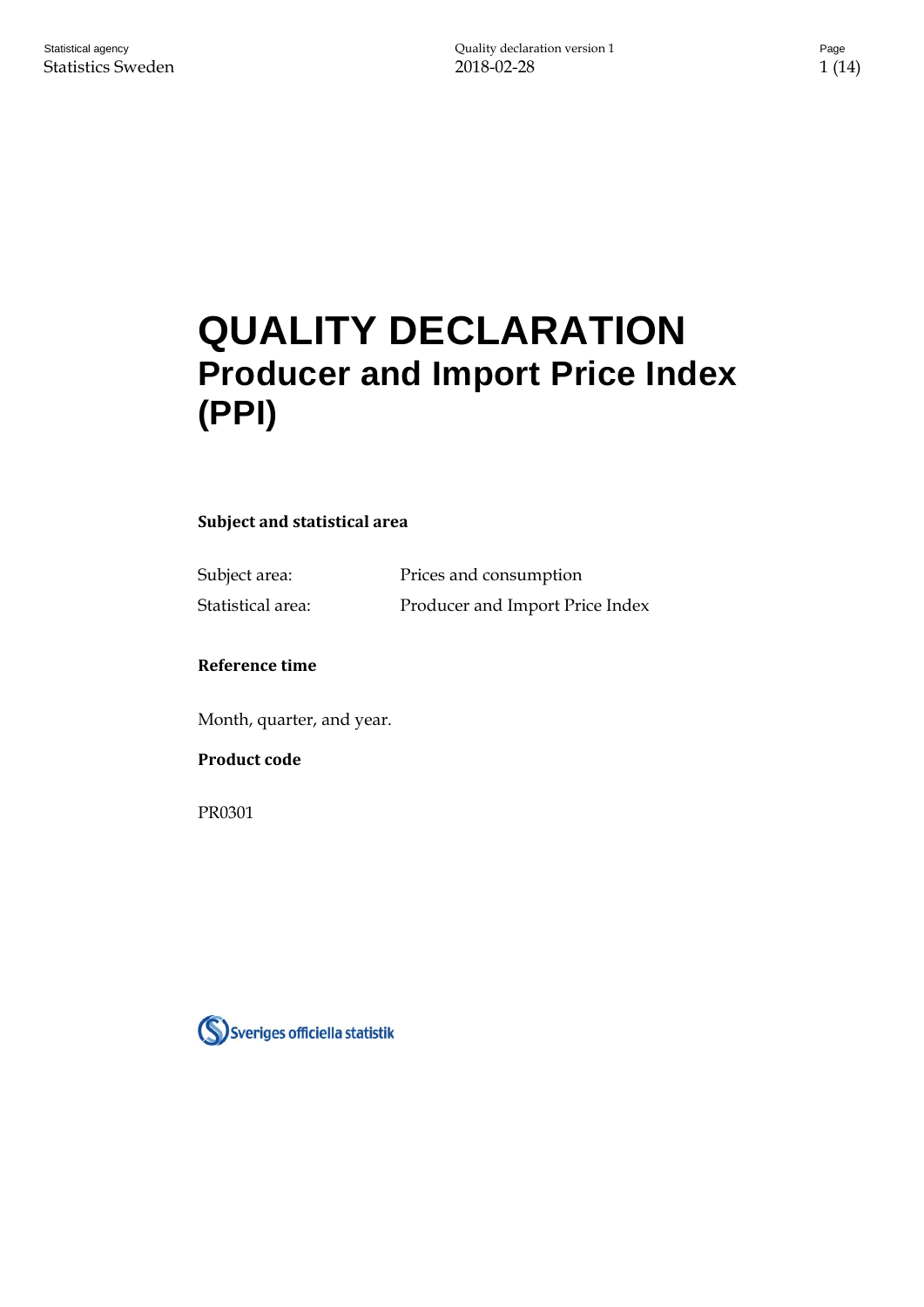# QUALITY DECLARATION
## Producer and Import Price Index (PPI)

**Subject and statistical area**

| Subject area: | Prices and consumption |
| --- | --- |
| Statistical area: | Producer and Import Price Index |

**Reference time**

Month, quarter, and year.

**Product code**

PR0301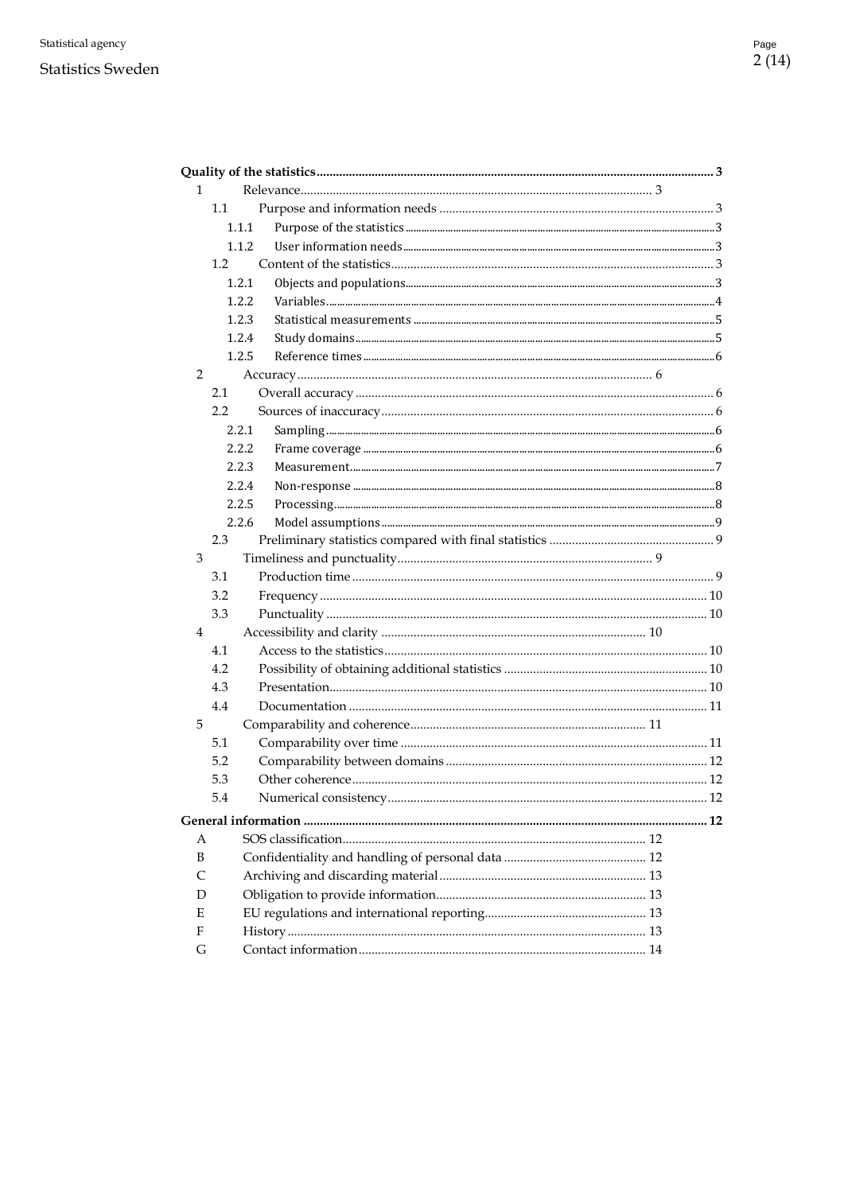**Quality of the statistics** ..... **3**

1 Relevance ..... 3

- 1.1 Purpose and information needs ..... 3
  - 1.1.1 Purpose of the statistics ..... 3
  - 1.1.2 User information needs ..... 3
- 1.2 Content of the statistics ..... 3
  - 1.2.1 Objects and populations ..... 3
  - 1.2.2 Variables ..... 4
  - 1.2.3 Statistical measurements ..... 5
  - 1.2.4 Study domains ..... 5
  - 1.2.5 Reference times ..... 6

2 Accuracy ..... 6

- 2.1 Overall accuracy ..... 6
- 2.2 Sources of inaccuracy ..... 6
  - 2.2.1 Sampling ..... 6
  - 2.2.2 Frame coverage ..... 6
  - 2.2.3 Measurement ..... 7
  - 2.2.4 Non-response ..... 8
  - 2.2.5 Processing ..... 8
  - 2.2.6 Model assumptions ..... 9
- 2.3 Preliminary statistics compared with final statistics ..... 9

3 Timeliness and punctuality ..... 9

- 3.1 Production time ..... 9
- 3.2 Frequency ..... 10
- 3.3 Punctuality ..... 10

4 Accessibility and clarity ..... 10

- 4.1 Access to the statistics ..... 10
- 4.2 Possibility of obtaining additional statistics ..... 10
- 4.3 Presentation ..... 10
- 4.4 Documentation ..... 11

5 Comparability and coherence ..... 11

- 5.1 Comparability over time ..... 11
- 5.2 Comparability between domains ..... 12
- 5.3 Other coherence ..... 12
- 5.4 Numerical consistency ..... 12

**General information** ..... **12**

- A SOS classification ..... 12
- B Confidentiality and handling of personal data ..... 12
- C Archiving and discarding material ..... 13
- D Obligation to provide information ..... 13
- E EU regulations and international reporting ..... 13
- F History ..... 13
- G Contact information ..... 14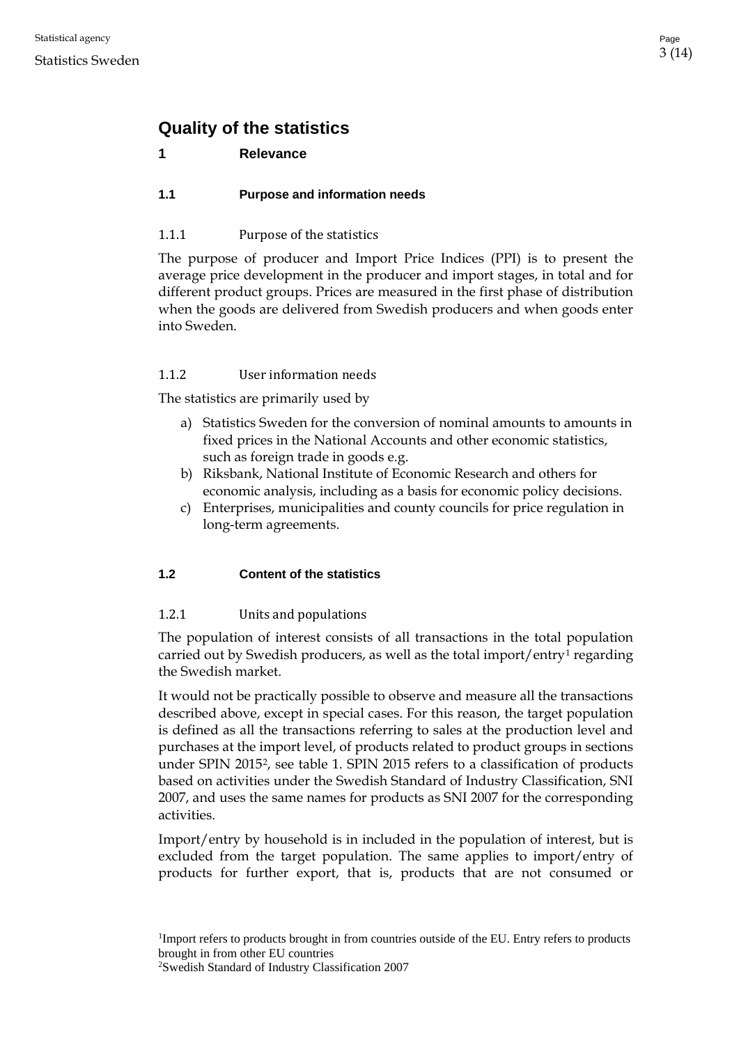# Quality of the statistics

## 1 Relevance

### 1.1 Purpose and information needs

#### 1.1.1 Purpose of the statistics

The purpose of producer and Import Price Indices (PPI) is to present the average price development in the producer and import stages, in total and for different product groups. Prices are measured in the first phase of distribution when the goods are delivered from Swedish producers and when goods enter into Sweden.

#### 1.1.2 User information needs

The statistics are primarily used by

a) Statistics Sweden for the conversion of nominal amounts to amounts in fixed prices in the National Accounts and other economic statistics, such as foreign trade in goods e.g.
b) Riksbank, National Institute of Economic Research and others for economic analysis, including as a basis for economic policy decisions.
c) Enterprises, municipalities and county councils for price regulation in long-term agreements.

### 1.2 Content of the statistics

#### 1.2.1 Units and populations

The population of interest consists of all transactions in the total population carried out by Swedish producers, as well as the total import/entry[1] regarding the Swedish market.

It would not be practically possible to observe and measure all the transactions described above, except in special cases. For this reason, the target population is defined as all the transactions referring to sales at the production level and purchases at the import level, of products related to product groups in sections under SPIN 2015[2], see table 1. SPIN 2015 refers to a classification of products based on activities under the Swedish Standard of Industry Classification, SNI 2007, and uses the same names for products as SNI 2007 for the corresponding activities.

Import/entry by household is in included in the population of interest, but is excluded from the target population. The same applies to import/entry of products for further export, that is, products that are not consumed or

[1]Import refers to products brought in from countries outside of the EU. Entry refers to products brought in from other EU countries

[2]Swedish Standard of Industry Classification 2007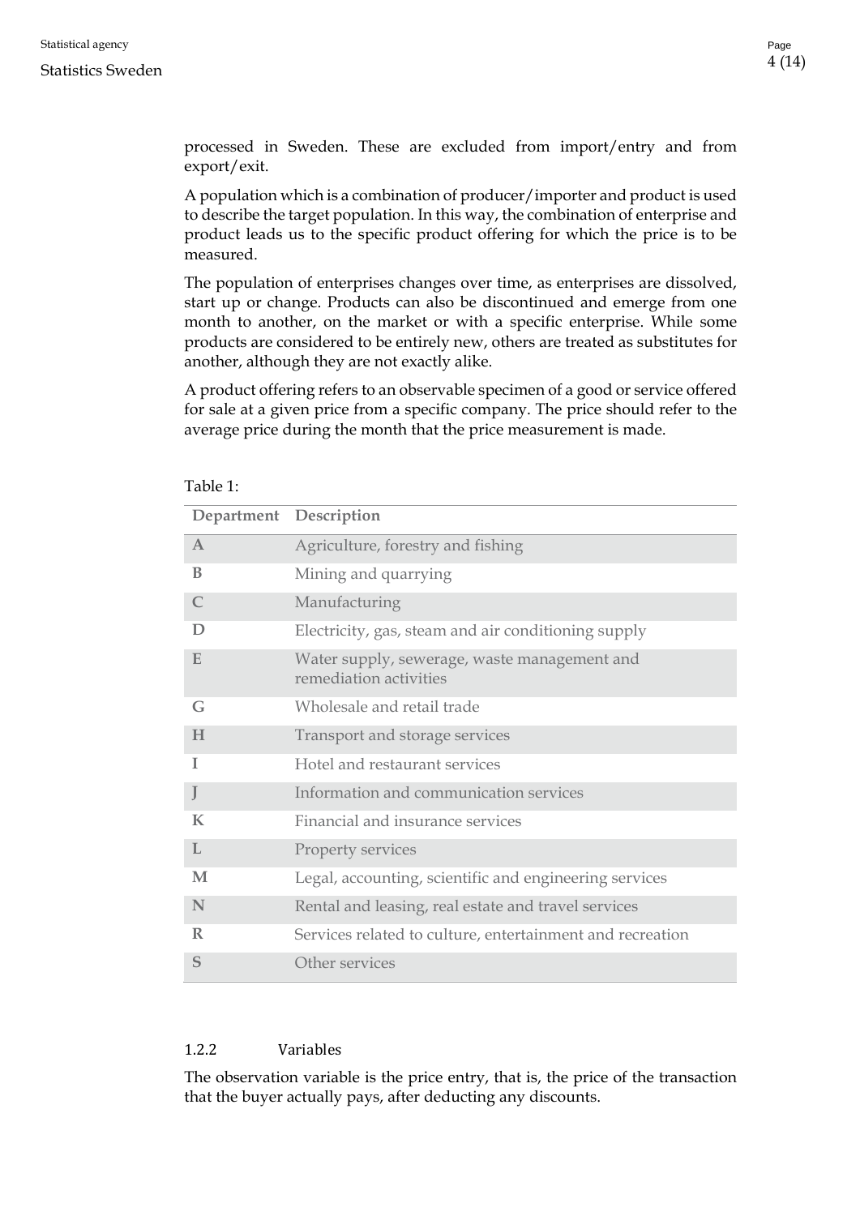processed in Sweden. These are excluded from import/entry and from export/exit.

A population which is a combination of producer/importer and product is used to describe the target population. In this way, the combination of enterprise and product leads us to the specific product offering for which the price is to be measured.

The population of enterprises changes over time, as enterprises are dissolved, start up or change. Products can also be discontinued and emerge from one month to another, on the market or with a specific enterprise. While some products are considered to be entirely new, others are treated as substitutes for another, although they are not exactly alike.

A product offering refers to an observable specimen of a good or service offered for sale at a given price from a specific company. The price should refer to the average price during the month that the price measurement is made.

Table 1:

| Department | Description |
|---|---|
| A | Agriculture, forestry and fishing |
| B | Mining and quarrying |
| C | Manufacturing |
| D | Electricity, gas, steam and air conditioning supply |
| E | Water supply, sewerage, waste management and remediation activities |
| G | Wholesale and retail trade |
| H | Transport and storage services |
| I | Hotel and restaurant services |
| J | Information and communication services |
| K | Financial and insurance services |
| L | Property services |
| M | Legal, accounting, scientific and engineering services |
| N | Rental and leasing, real estate and travel services |
| R | Services related to culture, entertainment and recreation |
| S | Other services |

### 1.2.2 Variables

The observation variable is the price entry, that is, the price of the transaction that the buyer actually pays, after deducting any discounts.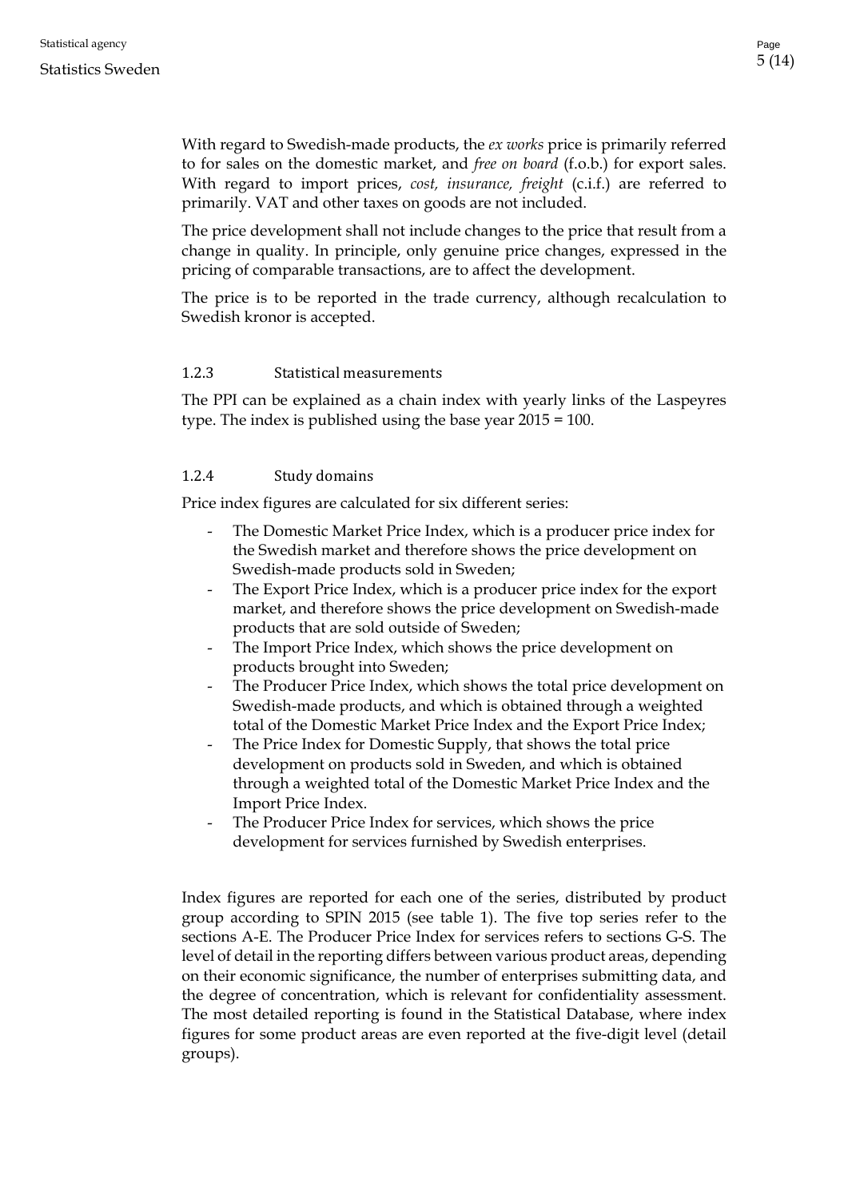With regard to Swedish-made products, the *ex works* price is primarily referred to for sales on the domestic market, and *free on board* (f.o.b.) for export sales. With regard to import prices, *cost, insurance, freight* (c.i.f.) are referred to primarily. VAT and other taxes on goods are not included.

The price development shall not include changes to the price that result from a change in quality. In principle, only genuine price changes, expressed in the pricing of comparable transactions, are to affect the development.

The price is to be reported in the trade currency, although recalculation to Swedish kronor is accepted.

#### 1.2.3 Statistical measurements

The PPI can be explained as a chain index with yearly links of the Laspeyres type. The index is published using the base year 2015 = 100.

#### 1.2.4 Study domains

Price index figures are calculated for six different series:

- The Domestic Market Price Index, which is a producer price index for the Swedish market and therefore shows the price development on Swedish-made products sold in Sweden;
- The Export Price Index, which is a producer price index for the export market, and therefore shows the price development on Swedish-made products that are sold outside of Sweden;
- The Import Price Index, which shows the price development on products brought into Sweden;
- The Producer Price Index, which shows the total price development on Swedish-made products, and which is obtained through a weighted total of the Domestic Market Price Index and the Export Price Index;
- The Price Index for Domestic Supply, that shows the total price development on products sold in Sweden, and which is obtained through a weighted total of the Domestic Market Price Index and the Import Price Index.
- The Producer Price Index for services, which shows the price development for services furnished by Swedish enterprises.

Index figures are reported for each one of the series, distributed by product group according to SPIN 2015 (see table 1). The five top series refer to the sections A-E. The Producer Price Index for services refers to sections G-S. The level of detail in the reporting differs between various product areas, depending on their economic significance, the number of enterprises submitting data, and the degree of concentration, which is relevant for confidentiality assessment. The most detailed reporting is found in the Statistical Database, where index figures for some product areas are even reported at the five-digit level (detail groups).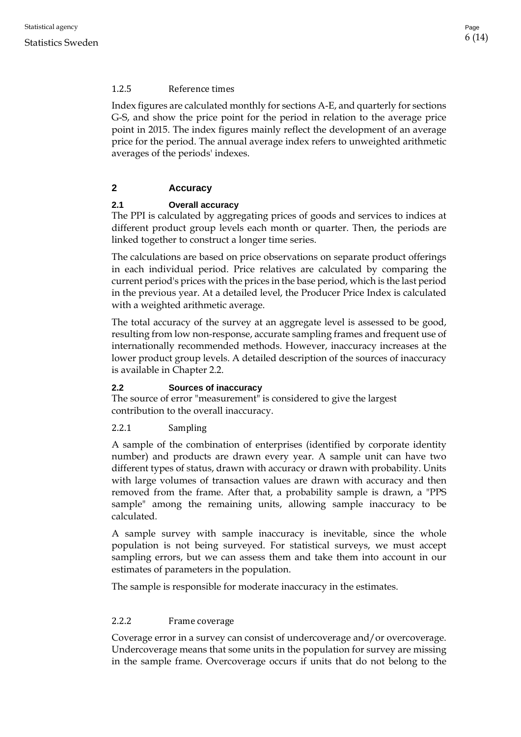#### 1.2.5 Reference times

Index figures are calculated monthly for sections A-E, and quarterly for sections G-S, and show the price point for the period in relation to the average price point in 2015. The index figures mainly reflect the development of an average price for the period. The annual average index refers to unweighted arithmetic averages of the periods' indexes.

## 2 Accuracy

### 2.1 Overall accuracy

The PPI is calculated by aggregating prices of goods and services to indices at different product group levels each month or quarter. Then, the periods are linked together to construct a longer time series.

The calculations are based on price observations on separate product offerings in each individual period. Price relatives are calculated by comparing the current period's prices with the prices in the base period, which is the last period in the previous year. At a detailed level, the Producer Price Index is calculated with a weighted arithmetic average.

The total accuracy of the survey at an aggregate level is assessed to be good, resulting from low non-response, accurate sampling frames and frequent use of internationally recommended methods. However, inaccuracy increases at the lower product group levels. A detailed description of the sources of inaccuracy is available in Chapter 2.2.

### 2.2 Sources of inaccuracy

The source of error "measurement" is considered to give the largest contribution to the overall inaccuracy.

#### 2.2.1 Sampling

A sample of the combination of enterprises (identified by corporate identity number) and products are drawn every year. A sample unit can have two different types of status, drawn with accuracy or drawn with probability. Units with large volumes of transaction values are drawn with accuracy and then removed from the frame. After that, a probability sample is drawn, a "PPS sample" among the remaining units, allowing sample inaccuracy to be calculated.

A sample survey with sample inaccuracy is inevitable, since the whole population is not being surveyed. For statistical surveys, we must accept sampling errors, but we can assess them and take them into account in our estimates of parameters in the population.

The sample is responsible for moderate inaccuracy in the estimates.

#### 2.2.2 Frame coverage

Coverage error in a survey can consist of undercoverage and/or overcoverage. Undercoverage means that some units in the population for survey are missing in the sample frame. Overcoverage occurs if units that do not belong to the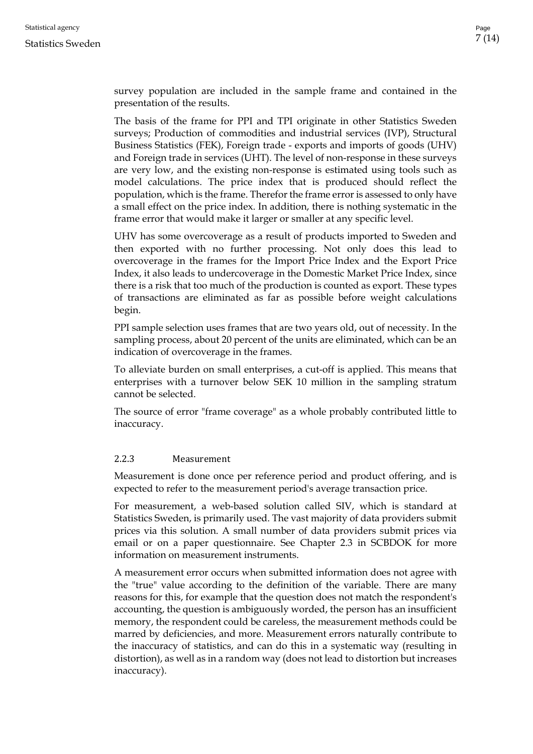survey population are included in the sample frame and contained in the presentation of the results.

The basis of the frame for PPI and TPI originate in other Statistics Sweden surveys; Production of commodities and industrial services (IVP), Structural Business Statistics (FEK), Foreign trade - exports and imports of goods (UHV) and Foreign trade in services (UHT). The level of non-response in these surveys are very low, and the existing non-response is estimated using tools such as model calculations. The price index that is produced should reflect the population, which is the frame. Therefor the frame error is assessed to only have a small effect on the price index. In addition, there is nothing systematic in the frame error that would make it larger or smaller at any specific level.

UHV has some overcoverage as a result of products imported to Sweden and then exported with no further processing. Not only does this lead to overcoverage in the frames for the Import Price Index and the Export Price Index, it also leads to undercoverage in the Domestic Market Price Index, since there is a risk that too much of the production is counted as export. These types of transactions are eliminated as far as possible before weight calculations begin.

PPI sample selection uses frames that are two years old, out of necessity. In the sampling process, about 20 percent of the units are eliminated, which can be an indication of overcoverage in the frames.

To alleviate burden on small enterprises, a cut-off is applied. This means that enterprises with a turnover below SEK 10 million in the sampling stratum cannot be selected.

The source of error "frame coverage" as a whole probably contributed little to inaccuracy.

### 2.2.3 Measurement

Measurement is done once per reference period and product offering, and is expected to refer to the measurement period's average transaction price.

For measurement, a web-based solution called SIV, which is standard at Statistics Sweden, is primarily used. The vast majority of data providers submit prices via this solution. A small number of data providers submit prices via email or on a paper questionnaire. See Chapter 2.3 in SCBDOK for more information on measurement instruments.

A measurement error occurs when submitted information does not agree with the "true" value according to the definition of the variable. There are many reasons for this, for example that the question does not match the respondent's accounting, the question is ambiguously worded, the person has an insufficient memory, the respondent could be careless, the measurement methods could be marred by deficiencies, and more. Measurement errors naturally contribute to the inaccuracy of statistics, and can do this in a systematic way (resulting in distortion), as well as in a random way (does not lead to distortion but increases inaccuracy).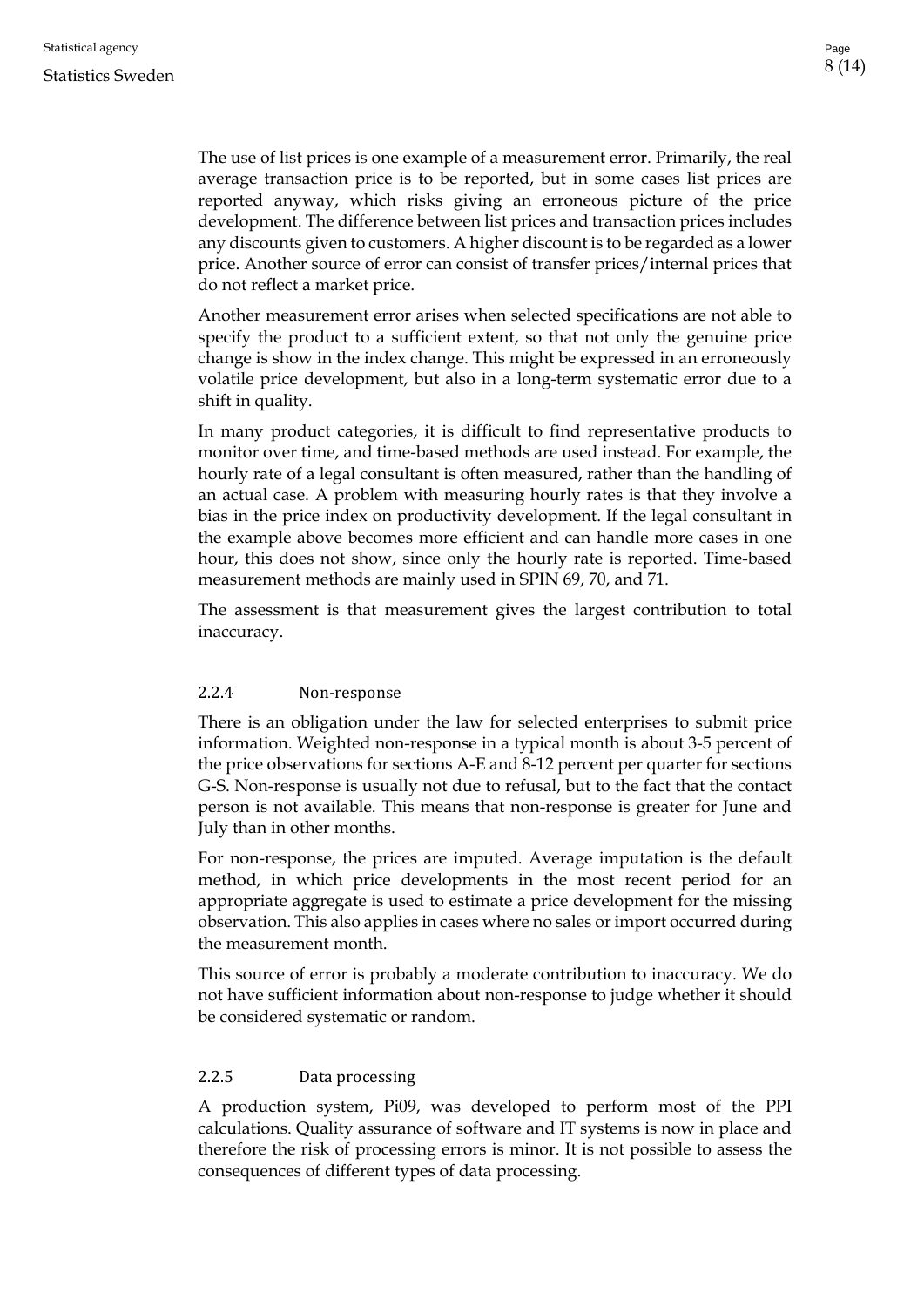The use of list prices is one example of a measurement error. Primarily, the real average transaction price is to be reported, but in some cases list prices are reported anyway, which risks giving an erroneous picture of the price development. The difference between list prices and transaction prices includes any discounts given to customers. A higher discount is to be regarded as a lower price. Another source of error can consist of transfer prices/internal prices that do not reflect a market price.

Another measurement error arises when selected specifications are not able to specify the product to a sufficient extent, so that not only the genuine price change is show in the index change. This might be expressed in an erroneously volatile price development, but also in a long-term systematic error due to a shift in quality.

In many product categories, it is difficult to find representative products to monitor over time, and time-based methods are used instead. For example, the hourly rate of a legal consultant is often measured, rather than the handling of an actual case. A problem with measuring hourly rates is that they involve a bias in the price index on productivity development. If the legal consultant in the example above becomes more efficient and can handle more cases in one hour, this does not show, since only the hourly rate is reported. Time-based measurement methods are mainly used in SPIN 69, 70, and 71.

The assessment is that measurement gives the largest contribution to total inaccuracy.

#### 2.2.4 Non-response

There is an obligation under the law for selected enterprises to submit price information. Weighted non-response in a typical month is about 3-5 percent of the price observations for sections A-E and 8-12 percent per quarter for sections G-S. Non-response is usually not due to refusal, but to the fact that the contact person is not available. This means that non-response is greater for June and July than in other months.

For non-response, the prices are imputed. Average imputation is the default method, in which price developments in the most recent period for an appropriate aggregate is used to estimate a price development for the missing observation. This also applies in cases where no sales or import occurred during the measurement month.

This source of error is probably a moderate contribution to inaccuracy. We do not have sufficient information about non-response to judge whether it should be considered systematic or random.

#### 2.2.5 Data processing

A production system, Pi09, was developed to perform most of the PPI calculations. Quality assurance of software and IT systems is now in place and therefore the risk of processing errors is minor. It is not possible to assess the consequences of different types of data processing.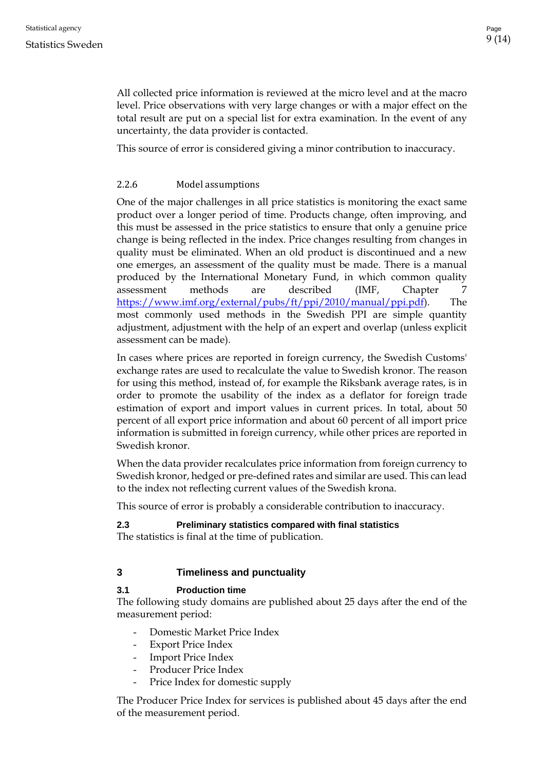All collected price information is reviewed at the micro level and at the macro level. Price observations with very large changes or with a major effect on the total result are put on a special list for extra examination. In the event of any uncertainty, the data provider is contacted.

This source of error is considered giving a minor contribution to inaccuracy.

#### 2.2.6 Model assumptions

One of the major challenges in all price statistics is monitoring the exact same product over a longer period of time. Products change, often improving, and this must be assessed in the price statistics to ensure that only a genuine price change is being reflected in the index. Price changes resulting from changes in quality must be eliminated. When an old product is discontinued and a new one emerges, an assessment of the quality must be made. There is a manual produced by the International Monetary Fund, in which common quality assessment methods are described (IMF, Chapter 7 https://www.imf.org/external/pubs/ft/ppi/2010/manual/ppi.pdf). The most commonly used methods in the Swedish PPI are simple quantity adjustment, adjustment with the help of an expert and overlap (unless explicit assessment can be made).

In cases where prices are reported in foreign currency, the Swedish Customs' exchange rates are used to recalculate the value to Swedish kronor. The reason for using this method, instead of, for example the Riksbank average rates, is in order to promote the usability of the index as a deflator for foreign trade estimation of export and import values in current prices. In total, about 50 percent of all export price information and about 60 percent of all import price information is submitted in foreign currency, while other prices are reported in Swedish kronor.

When the data provider recalculates price information from foreign currency to Swedish kronor, hedged or pre-defined rates and similar are used. This can lead to the index not reflecting current values of the Swedish krona.

This source of error is probably a considerable contribution to inaccuracy.

### 2.3 Preliminary statistics compared with final statistics

The statistics is final at the time of publication.

## 3 Timeliness and punctuality

### 3.1 Production time

The following study domains are published about 25 days after the end of the measurement period:

- Domestic Market Price Index
- Export Price Index
- Import Price Index
- Producer Price Index
- Price Index for domestic supply

The Producer Price Index for services is published about 45 days after the end of the measurement period.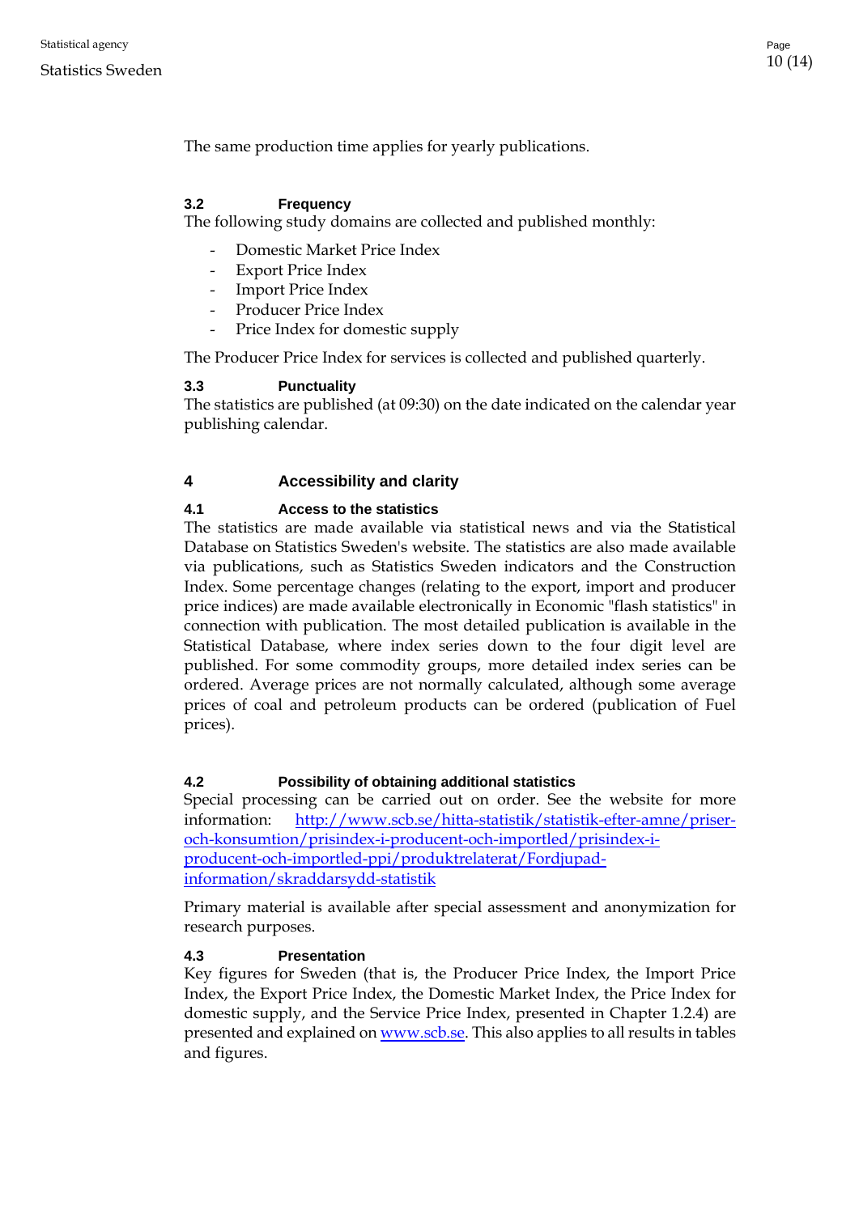The same production time applies for yearly publications.

### 3.2 Frequency

The following study domains are collected and published monthly:

- Domestic Market Price Index
- Export Price Index
- Import Price Index
- Producer Price Index
- Price Index for domestic supply

The Producer Price Index for services is collected and published quarterly.

### 3.3 Punctuality

The statistics are published (at 09:30) on the date indicated on the calendar year publishing calendar.

## 4 Accessibility and clarity

### 4.1 Access to the statistics

The statistics are made available via statistical news and via the Statistical Database on Statistics Sweden's website. The statistics are also made available via publications, such as Statistics Sweden indicators and the Construction Index. Some percentage changes (relating to the export, import and producer price indices) are made available electronically in Economic "flash statistics" in connection with publication. The most detailed publication is available in the Statistical Database, where index series down to the four digit level are published. For some commodity groups, more detailed index series can be ordered. Average prices are not normally calculated, although some average prices of coal and petroleum products can be ordered (publication of Fuel prices).

### 4.2 Possibility of obtaining additional statistics

Special processing can be carried out on order. See the website for more information: [http://www.scb.se/hitta-statistik/statistik-efter-amne/priser-och-konsumtion/prisindex-i-producent-och-importled/prisindex-i-producent-och-importled-ppi/produktrelaterat/Fordjupad-information/skraddarsydd-statistik](http://www.scb.se/hitta-statistik/statistik-efter-amne/priser-och-konsumtion/prisindex-i-producent-och-importled/prisindex-i-producent-och-importled-ppi/produktrelaterat/Fordjupad-information/skraddarsydd-statistik)

Primary material is available after special assessment and anonymization for research purposes.

### 4.3 Presentation

Key figures for Sweden (that is, the Producer Price Index, the Import Price Index, the Export Price Index, the Domestic Market Index, the Price Index for domestic supply, and the Service Price Index, presented in Chapter 1.2.4) are presented and explained on [www.scb.se](http://www.scb.se). This also applies to all results in tables and figures.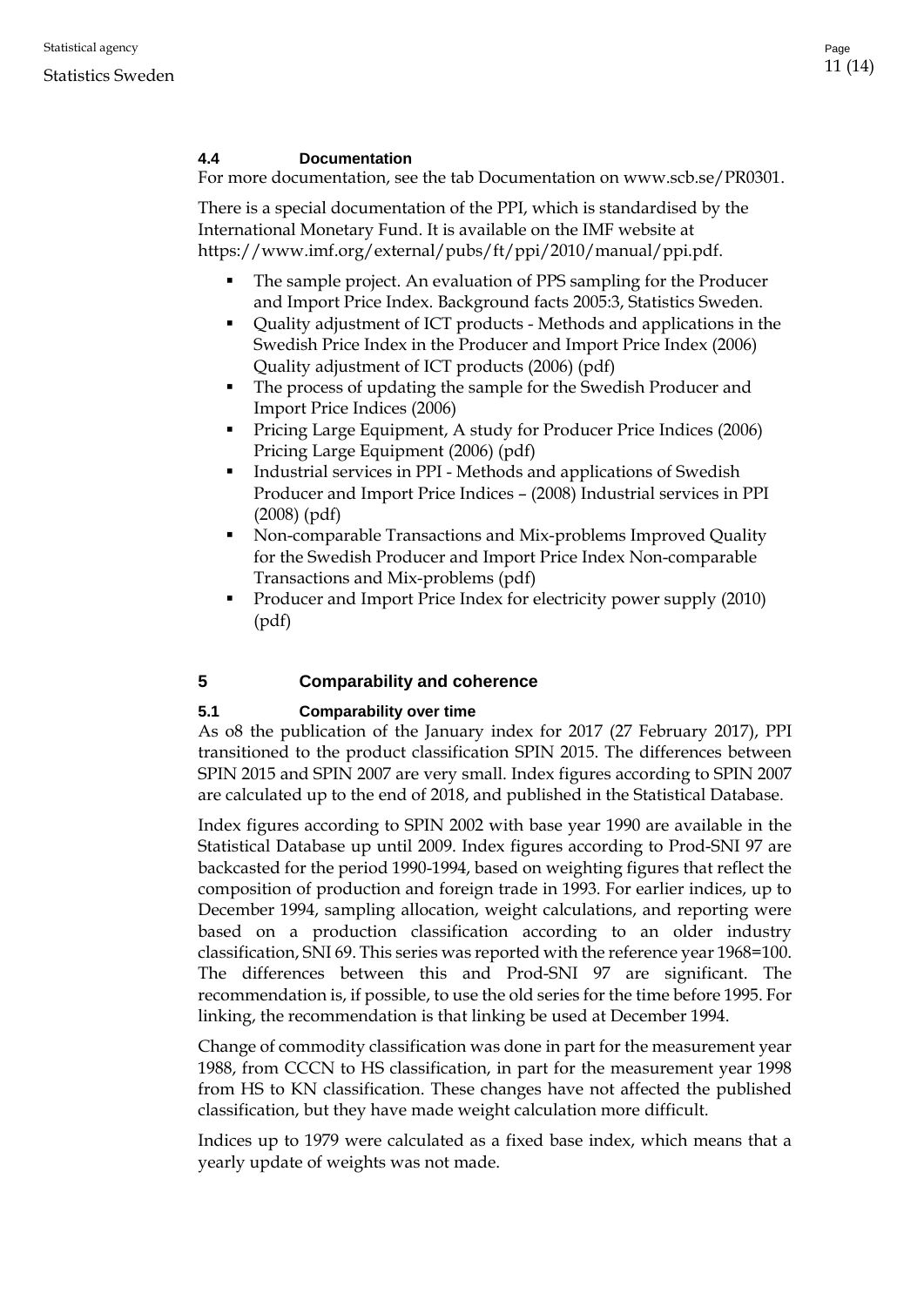### 4.4 Documentation

For more documentation, see the tab Documentation on www.scb.se/PR0301.

There is a special documentation of the PPI, which is standardised by the International Monetary Fund. It is available on the IMF website at https://www.imf.org/external/pubs/ft/ppi/2010/manual/ppi.pdf.

- The sample project. An evaluation of PPS sampling for the Producer and Import Price Index. Background facts 2005:3, Statistics Sweden.
- Quality adjustment of ICT products - Methods and applications in the Swedish Price Index in the Producer and Import Price Index (2006) Quality adjustment of ICT products (2006) (pdf)
- The process of updating the sample for the Swedish Producer and Import Price Indices (2006)
- Pricing Large Equipment, A study for Producer Price Indices (2006) Pricing Large Equipment (2006) (pdf)
- Industrial services in PPI - Methods and applications of Swedish Producer and Import Price Indices – (2008) Industrial services in PPI (2008) (pdf)
- Non-comparable Transactions and Mix-problems Improved Quality for the Swedish Producer and Import Price Index Non-comparable Transactions and Mix-problems (pdf)
- Producer and Import Price Index for electricity power supply (2010) (pdf)

## 5 Comparability and coherence

### 5.1 Comparability over time

As o8 the publication of the January index for 2017 (27 February 2017), PPI transitioned to the product classification SPIN 2015. The differences between SPIN 2015 and SPIN 2007 are very small. Index figures according to SPIN 2007 are calculated up to the end of 2018, and published in the Statistical Database.

Index figures according to SPIN 2002 with base year 1990 are available in the Statistical Database up until 2009. Index figures according to Prod-SNI 97 are backcasted for the period 1990-1994, based on weighting figures that reflect the composition of production and foreign trade in 1993. For earlier indices, up to December 1994, sampling allocation, weight calculations, and reporting were based on a production classification according to an older industry classification, SNI 69. This series was reported with the reference year 1968=100. The differences between this and Prod-SNI 97 are significant. The recommendation is, if possible, to use the old series for the time before 1995. For linking, the recommendation is that linking be used at December 1994.

Change of commodity classification was done in part for the measurement year 1988, from CCCN to HS classification, in part for the measurement year 1998 from HS to KN classification. These changes have not affected the published classification, but they have made weight calculation more difficult.

Indices up to 1979 were calculated as a fixed base index, which means that a yearly update of weights was not made.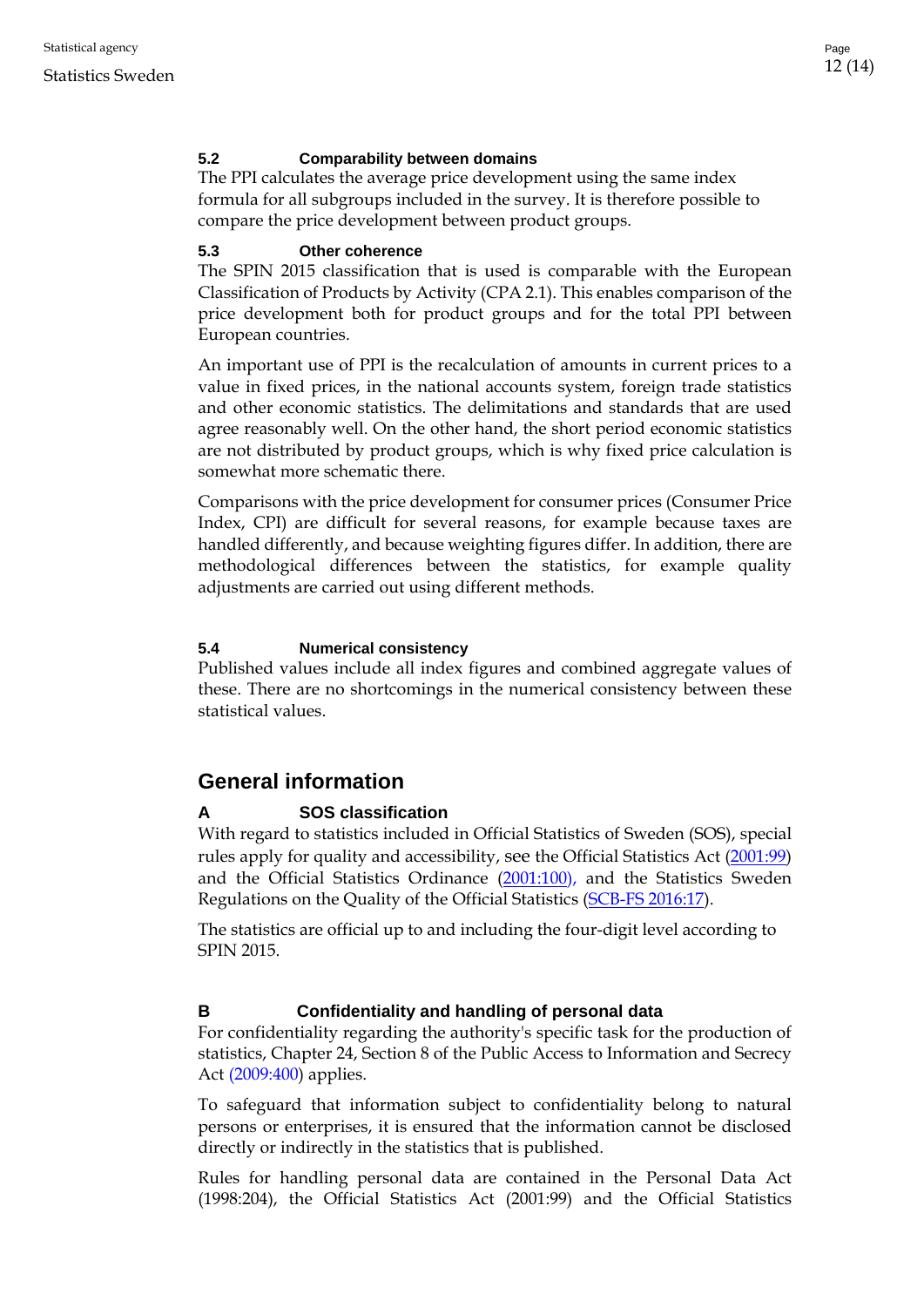### 5.2 Comparability between domains

The PPI calculates the average price development using the same index formula for all subgroups included in the survey. It is therefore possible to compare the price development between product groups.

### 5.3 Other coherence

The SPIN 2015 classification that is used is comparable with the European Classification of Products by Activity (CPA 2.1). This enables comparison of the price development both for product groups and for the total PPI between European countries.

An important use of PPI is the recalculation of amounts in current prices to a value in fixed prices, in the national accounts system, foreign trade statistics and other economic statistics. The delimitations and standards that are used agree reasonably well. On the other hand, the short period economic statistics are not distributed by product groups, which is why fixed price calculation is somewhat more schematic there.

Comparisons with the price development for consumer prices (Consumer Price Index, CPI) are difficult for several reasons, for example because taxes are handled differently, and because weighting figures differ. In addition, there are methodological differences between the statistics, for example quality adjustments are carried out using different methods.

### 5.4 Numerical consistency

Published values include all index figures and combined aggregate values of these. There are no shortcomings in the numerical consistency between these statistical values.

## General information

### A SOS classification

With regard to statistics included in Official Statistics of Sweden (SOS), special rules apply for quality and accessibility, see the Official Statistics Act (2001:99) and the Official Statistics Ordinance (2001:100), and the Statistics Sweden Regulations on the Quality of the Official Statistics (SCB-FS 2016:17).

The statistics are official up to and including the four-digit level according to SPIN 2015.

### B Confidentiality and handling of personal data

For confidentiality regarding the authority's specific task for the production of statistics, Chapter 24, Section 8 of the Public Access to Information and Secrecy Act (2009:400) applies.

To safeguard that information subject to confidentiality belong to natural persons or enterprises, it is ensured that the information cannot be disclosed directly or indirectly in the statistics that is published.

Rules for handling personal data are contained in the Personal Data Act (1998:204), the Official Statistics Act (2001:99) and the Official Statistics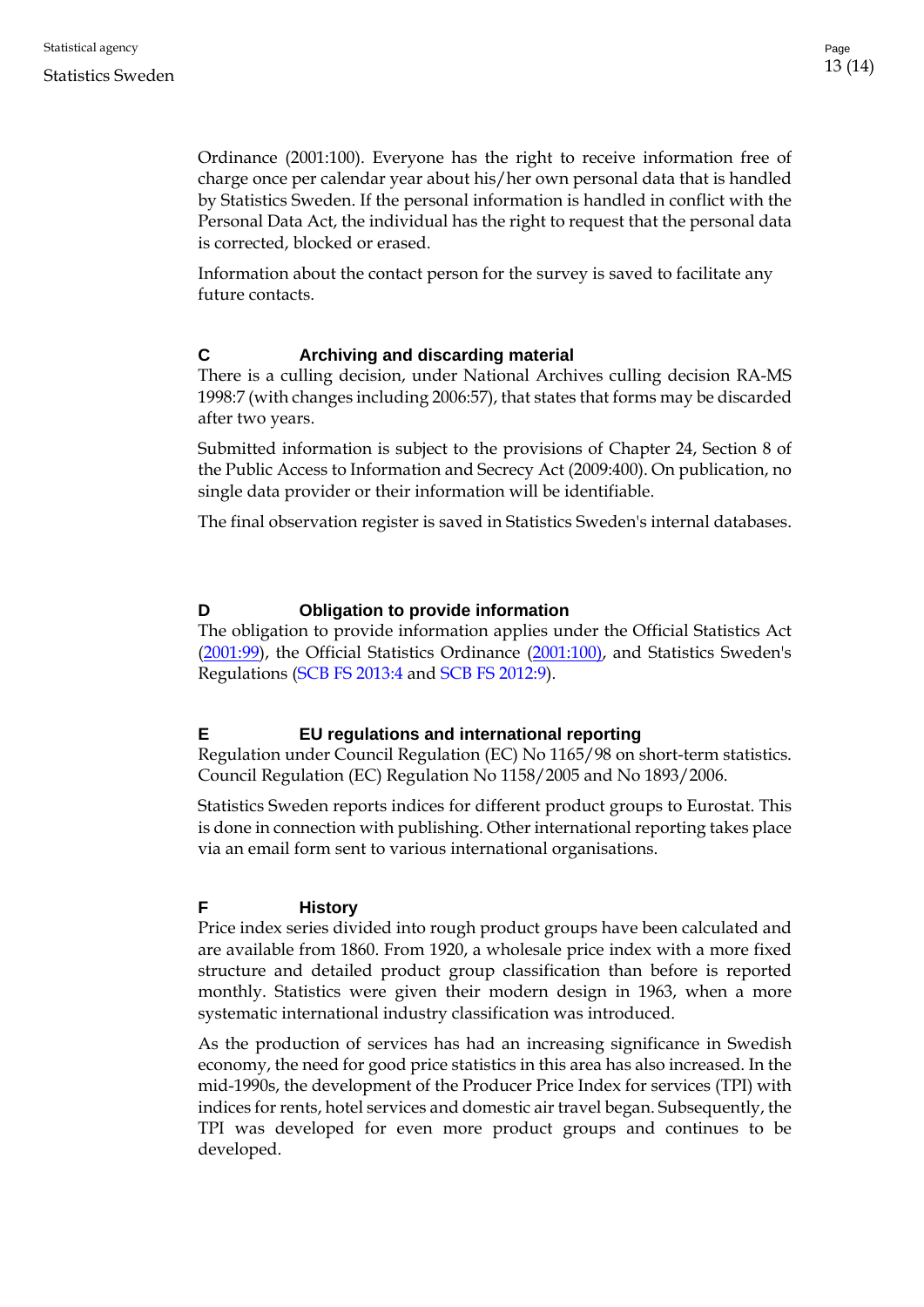Ordinance (2001:100). Everyone has the right to receive information free of charge once per calendar year about his/her own personal data that is handled by Statistics Sweden. If the personal information is handled in conflict with the Personal Data Act, the individual has the right to request that the personal data is corrected, blocked or erased.

Information about the contact person for the survey is saved to facilitate any future contacts.

## C Archiving and discarding material

There is a culling decision, under National Archives culling decision RA-MS 1998:7 (with changes including 2006:57), that states that forms may be discarded after two years.

Submitted information is subject to the provisions of Chapter 24, Section 8 of the Public Access to Information and Secrecy Act (2009:400). On publication, no single data provider or their information will be identifiable.

The final observation register is saved in Statistics Sweden's internal databases.

## D Obligation to provide information

The obligation to provide information applies under the Official Statistics Act (2001:99), the Official Statistics Ordinance (2001:100), and Statistics Sweden's Regulations (SCB FS 2013:4 and SCB FS 2012:9).

## E EU regulations and international reporting

Regulation under Council Regulation (EC) No 1165/98 on short-term statistics. Council Regulation (EC) Regulation No 1158/2005 and No 1893/2006.

Statistics Sweden reports indices for different product groups to Eurostat. This is done in connection with publishing. Other international reporting takes place via an email form sent to various international organisations.

## F History

Price index series divided into rough product groups have been calculated and are available from 1860. From 1920, a wholesale price index with a more fixed structure and detailed product group classification than before is reported monthly. Statistics were given their modern design in 1963, when a more systematic international industry classification was introduced.

As the production of services has had an increasing significance in Swedish economy, the need for good price statistics in this area has also increased. In the mid-1990s, the development of the Producer Price Index for services (TPI) with indices for rents, hotel services and domestic air travel began. Subsequently, the TPI was developed for even more product groups and continues to be developed.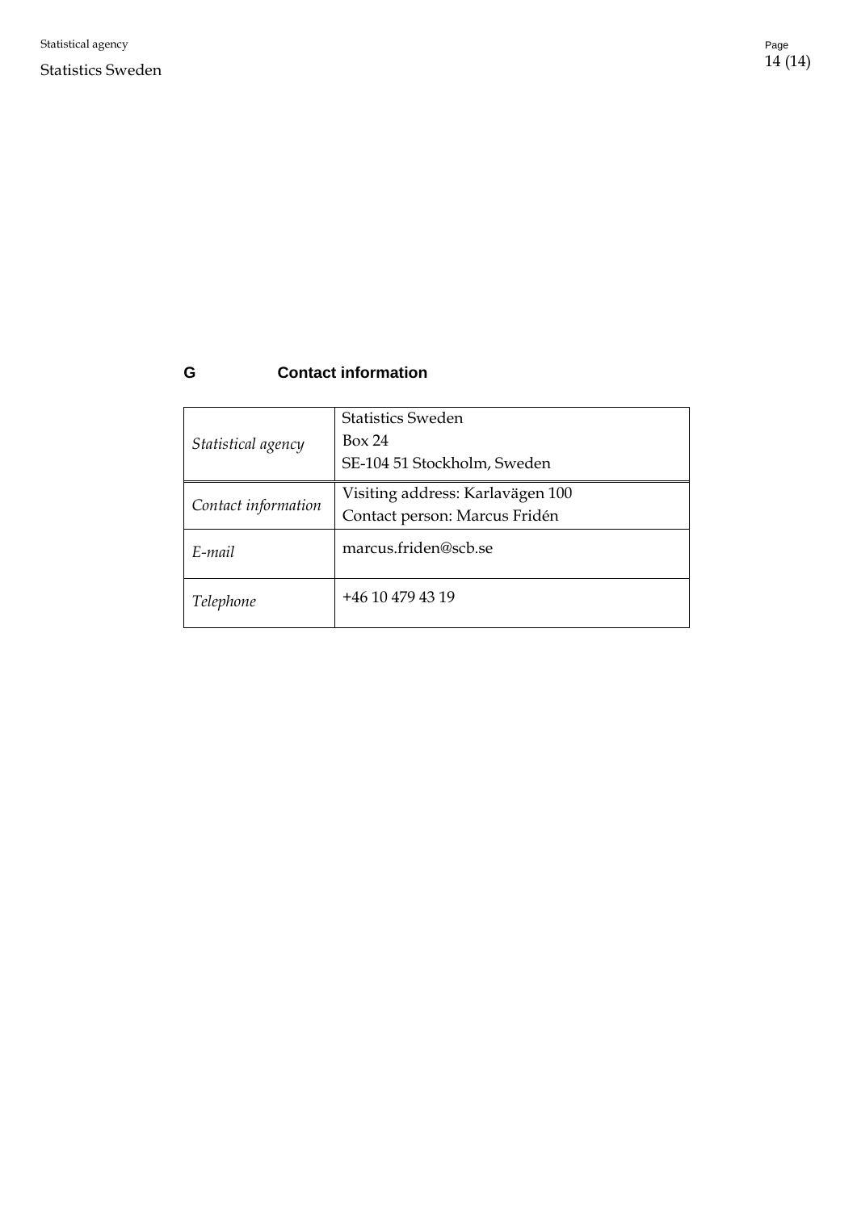## G Contact information

| | |
|---|---|
| *Statistical agency* | Statistics Sweden<br>Box 24<br>SE-104 51 Stockholm, Sweden |
| *Contact information* | Visiting address: Karlavägen 100<br>Contact person: Marcus Fridén |
| *E-mail* | marcus.friden@scb.se |
| *Telephone* | +46 10 479 43 19 |